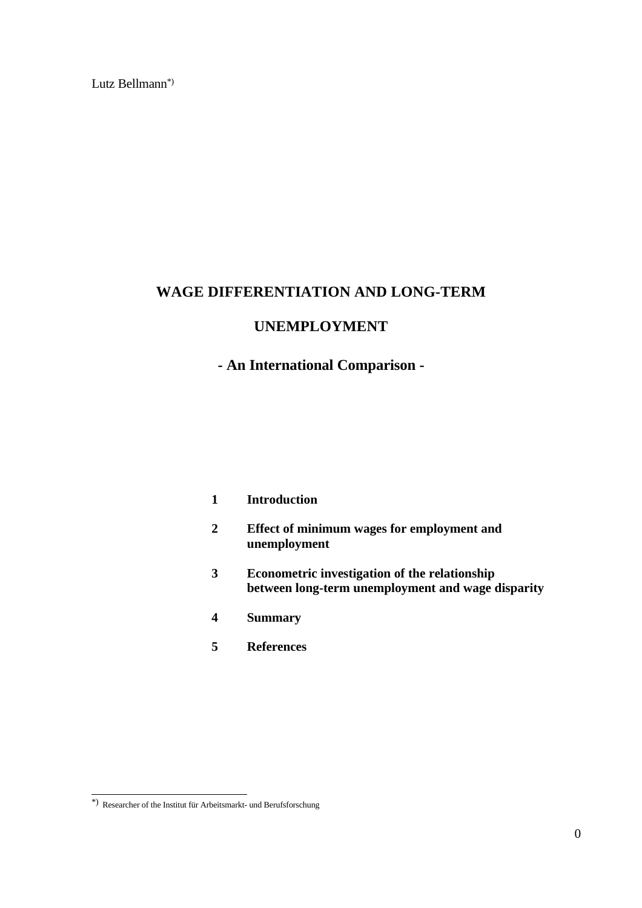Lutz Bellmann[*)]

# WAGE DIFFERENTIATION AND LONG-TERM UNEMPLOYMENT

## - An International Comparison -

**1 Introduction**

**2 Effect of minimum wages for employment and unemployment**

**3 Econometric investigation of the relationship between long-term unemployment and wage disparity**

**4 Summary**

**5 References**

---

[*)] Researcher of the Institut für Arbeitsmarkt- und Berufsforschung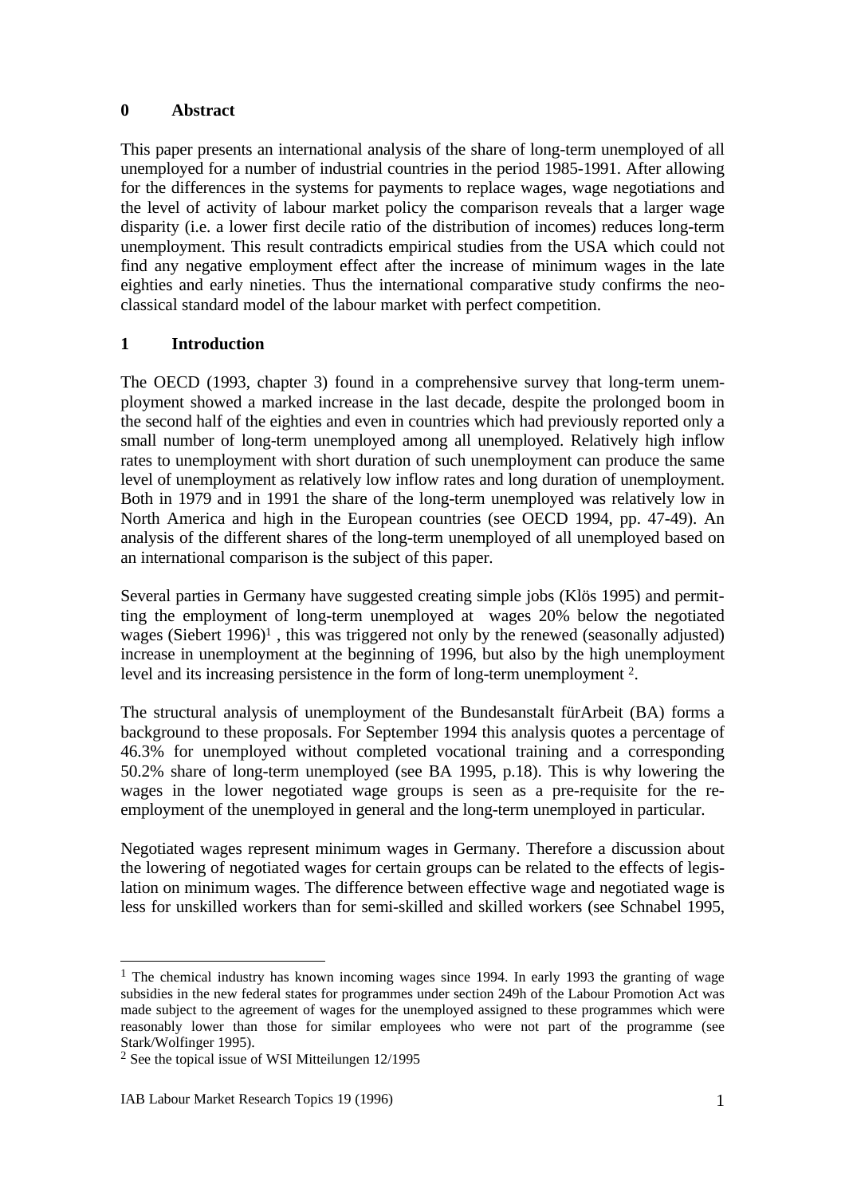## 0 Abstract

This paper presents an international analysis of the share of long-term unemployed of all unemployed for a number of industrial countries in the period 1985-1991. After allowing for the differences in the systems for payments to replace wages, wage negotiations and the level of activity of labour market policy the comparison reveals that a larger wage disparity (i.e. a lower first decile ratio of the distribution of incomes) reduces long-term unemployment. This result contradicts empirical studies from the USA which could not find any negative employment effect after the increase of minimum wages in the late eighties and early nineties. Thus the international comparative study confirms the neo-classical standard model of the labour market with perfect competition.

## 1 Introduction

The OECD (1993, chapter 3) found in a comprehensive survey that long-term unemployment showed a marked increase in the last decade, despite the prolonged boom in the second half of the eighties and even in countries which had previously reported only a small number of long-term unemployed among all unemployed. Relatively high inflow rates to unemployment with short duration of such unemployment can produce the same level of unemployment as relatively low inflow rates and long duration of unemployment. Both in 1979 and in 1991 the share of the long-term unemployed was relatively low in North America and high in the European countries (see OECD 1994, pp. 47-49). An analysis of the different shares of the long-term unemployed of all unemployed based on an international comparison is the subject of this paper.

Several parties in Germany have suggested creating simple jobs (Klös 1995) and permitting the employment of long-term unemployed at wages 20% below the negotiated wages (Siebert 1996)[1] , this was triggered not only by the renewed (seasonally adjusted) increase in unemployment at the beginning of 1996, but also by the high unemployment level and its increasing persistence in the form of long-term unemployment [2].

The structural analysis of unemployment of the Bundesanstalt fürArbeit (BA) forms a background to these proposals. For September 1994 this analysis quotes a percentage of 46.3% for unemployed without completed vocational training and a corresponding 50.2% share of long-term unemployed (see BA 1995, p.18). This is why lowering the wages in the lower negotiated wage groups is seen as a pre-requisite for the re-employment of the unemployed in general and the long-term unemployed in particular.

Negotiated wages represent minimum wages in Germany. Therefore a discussion about the lowering of negotiated wages for certain groups can be related to the effects of legislation on minimum wages. The difference between effective wage and negotiated wage is less for unskilled workers than for semi-skilled and skilled workers (see Schnabel 1995,

---

[1] The chemical industry has known incoming wages since 1994. In early 1993 the granting of wage subsidies in the new federal states for programmes under section 249h of the Labour Promotion Act was made subject to the agreement of wages for the unemployed assigned to these programmes which were reasonably lower than those for similar employees who were not part of the programme (see Stark/Wolfinger 1995).

[2] See the topical issue of WSI Mitteilungen 12/1995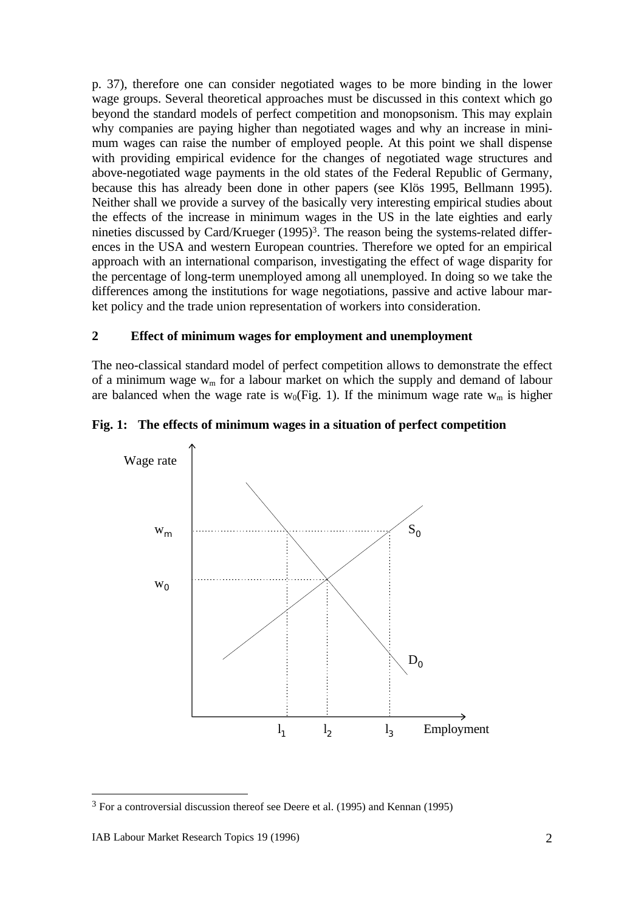p. 37), therefore one can consider negotiated wages to be more binding in the lower wage groups. Several theoretical approaches must be discussed in this context which go beyond the standard models of perfect competition and monopsonism. This may explain why companies are paying higher than negotiated wages and why an increase in minimum wages can raise the number of employed people. At this point we shall dispense with providing empirical evidence for the changes of negotiated wage structures and above-negotiated wage payments in the old states of the Federal Republic of Germany, because this has already been done in other papers (see Klös 1995, Bellmann 1995). Neither shall we provide a survey of the basically very interesting empirical studies about the effects of the increase in minimum wages in the US in the late eighties and early nineties discussed by Card/Krueger (1995)[3]. The reason being the systems-related differences in the USA and western European countries. Therefore we opted for an empirical approach with an international comparison, investigating the effect of wage disparity for the percentage of long-term unemployed among all unemployed. In doing so we take the differences among the institutions for wage negotiations, passive and active labour market policy and the trade union representation of workers into consideration.

## 2 Effect of minimum wages for employment and unemployment

The neo-classical standard model of perfect competition allows to demonstrate the effect of a minimum wage $w_m$ for a labour market on which the supply and demand of labour are balanced when the wage rate is $w_0$(Fig. 1). If the minimum wage rate $w_m$ is higher

**Fig. 1: The effects of minimum wages in a situation of perfect competition**

[3] For a controversial discussion thereof see Deere et al. (1995) and Kennan (1995)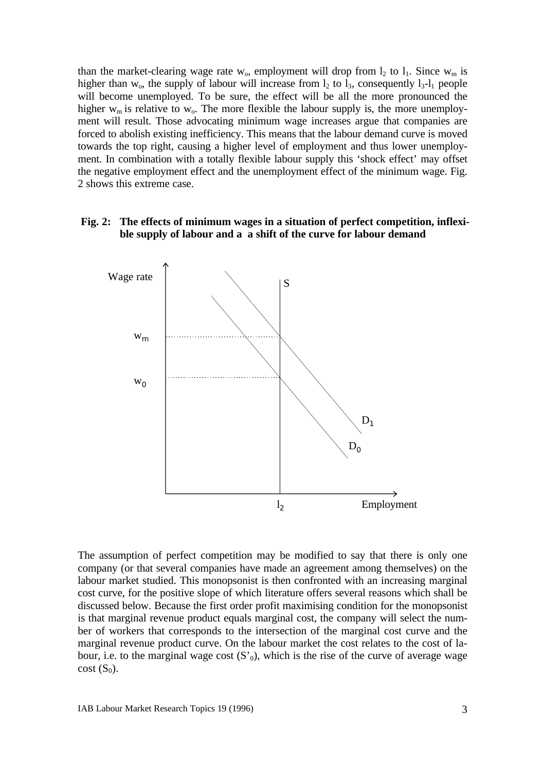than the market-clearing wage rate $w_o$, employment will drop from $l_2$ to $l_1$. Since $w_m$ is higher than $w_o$, the supply of labour will increase from $l_2$ to $l_3$, consequently $l_3$-$l_1$ people will become unemployed. To be sure, the effect will be all the more pronounced the higher $w_m$ is relative to $w_o$. The more flexible the labour supply is, the more unemployment will result. Those advocating minimum wage increases argue that companies are forced to abolish existing inefficiency. This means that the labour demand curve is moved towards the top right, causing a higher level of employment and thus lower unemployment. In combination with a totally flexible labour supply this 'shock effect' may offset the negative employment effect and the unemployment effect of the minimum wage. Fig. 2 shows this extreme case.

**Fig. 2: The effects of minimum wages in a situation of perfect competition, inflexible supply of labour and a a shift of the curve for labour demand**

The assumption of perfect competition may be modified to say that there is only one company (or that several companies have made an agreement among themselves) on the labour market studied. This monopsonist is then confronted with an increasing marginal cost curve, for the positive slope of which literature offers several reasons which shall be discussed below. Because the first order profit maximising condition for the monopsonist is that marginal revenue product equals marginal cost, the company will select the number of workers that corresponds to the intersection of the marginal cost curve and the marginal revenue product curve. On the labour market the cost relates to the cost of labour, i.e. to the marginal wage cost ($S'_0$), which is the rise of the curve of average wage cost ($S_0$).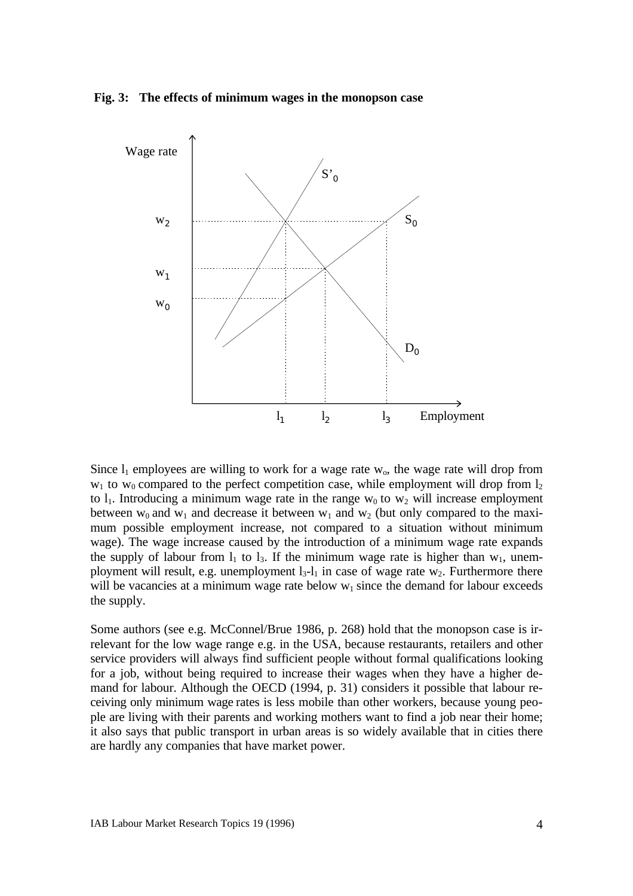**Fig. 3: The effects of minimum wages in the monopson case**

Since $l_1$ employees are willing to work for a wage rate $w_o$, the wage rate will drop from $w_1$ to $w_0$ compared to the perfect competition case, while employment will drop from $l_2$ to $l_1$. Introducing a minimum wage rate in the range $w_0$ to $w_2$ will increase employment between $w_0$ and $w_1$ and decrease it between $w_1$ and $w_2$ (but only compared to the maximum possible employment increase, not compared to a situation without minimum wage). The wage increase caused by the introduction of a minimum wage rate expands the supply of labour from $l_1$ to $l_3$. If the minimum wage rate is higher than $w_1$, unemployment will result, e.g. unemployment $l_3$-$l_1$ in case of wage rate $w_2$. Furthermore there will be vacancies at a minimum wage rate below $w_1$ since the demand for labour exceeds the supply.

Some authors (see e.g. McConnel/Brue 1986, p. 268) hold that the monopson case is irrelevant for the low wage range e.g. in the USA, because restaurants, retailers and other service providers will always find sufficient people without formal qualifications looking for a job, without being required to increase their wages when they have a higher demand for labour. Although the OECD (1994, p. 31) considers it possible that labour receiving only minimum wage rates is less mobile than other workers, because young people are living with their parents and working mothers want to find a job near their home; it also says that public transport in urban areas is so widely available that in cities there are hardly any companies that have market power.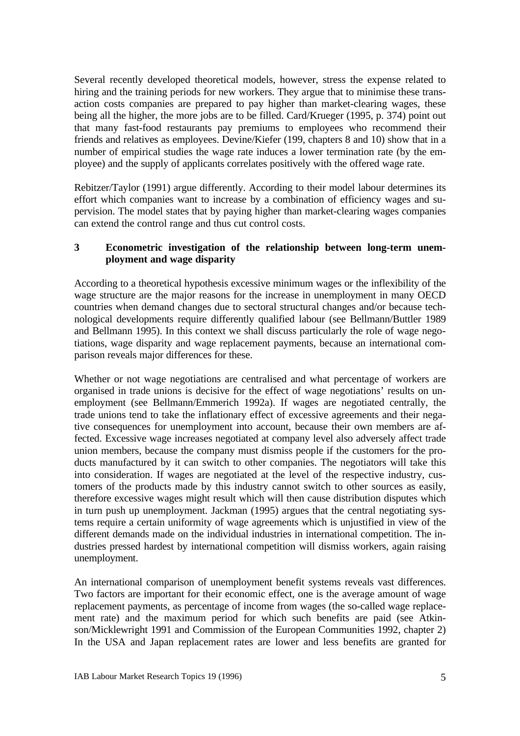Several recently developed theoretical models, however, stress the expense related to hiring and the training periods for new workers. They argue that to minimise these transaction costs companies are prepared to pay higher than market-clearing wages, these being all the higher, the more jobs are to be filled. Card/Krueger (1995, p. 374) point out that many fast-food restaurants pay premiums to employees who recommend their friends and relatives as employees. Devine/Kiefer (199, chapters 8 and 10) show that in a number of empirical studies the wage rate induces a lower termination rate (by the employee) and the supply of applicants correlates positively with the offered wage rate.

Rebitzer/Taylor (1991) argue differently. According to their model labour determines its effort which companies want to increase by a combination of efficiency wages and supervision. The model states that by paying higher than market-clearing wages companies can extend the control range and thus cut control costs.

## 3 Econometric investigation of the relationship between long-term unemployment and wage disparity

According to a theoretical hypothesis excessive minimum wages or the inflexibility of the wage structure are the major reasons for the increase in unemployment in many OECD countries when demand changes due to sectoral structural changes and/or because technological developments require differently qualified labour (see Bellmann/Buttler 1989 and Bellmann 1995). In this context we shall discuss particularly the role of wage negotiations, wage disparity and wage replacement payments, because an international comparison reveals major differences for these.

Whether or not wage negotiations are centralised and what percentage of workers are organised in trade unions is decisive for the effect of wage negotiations' results on unemployment (see Bellmann/Emmerich 1992a). If wages are negotiated centrally, the trade unions tend to take the inflationary effect of excessive agreements and their negative consequences for unemployment into account, because their own members are affected. Excessive wage increases negotiated at company level also adversely affect trade union members, because the company must dismiss people if the customers for the products manufactured by it can switch to other companies. The negotiators will take this into consideration. If wages are negotiated at the level of the respective industry, customers of the products made by this industry cannot switch to other sources as easily, therefore excessive wages might result which will then cause distribution disputes which in turn push up unemployment. Jackman (1995) argues that the central negotiating systems require a certain uniformity of wage agreements which is unjustified in view of the different demands made on the individual industries in international competition. The industries pressed hardest by international competition will dismiss workers, again raising unemployment.

An international comparison of unemployment benefit systems reveals vast differences. Two factors are important for their economic effect, one is the average amount of wage replacement payments, as percentage of income from wages (the so-called wage replacement rate) and the maximum period for which such benefits are paid (see Atkinson/Micklewright 1991 and Commission of the European Communities 1992, chapter 2) In the USA and Japan replacement rates are lower and less benefits are granted for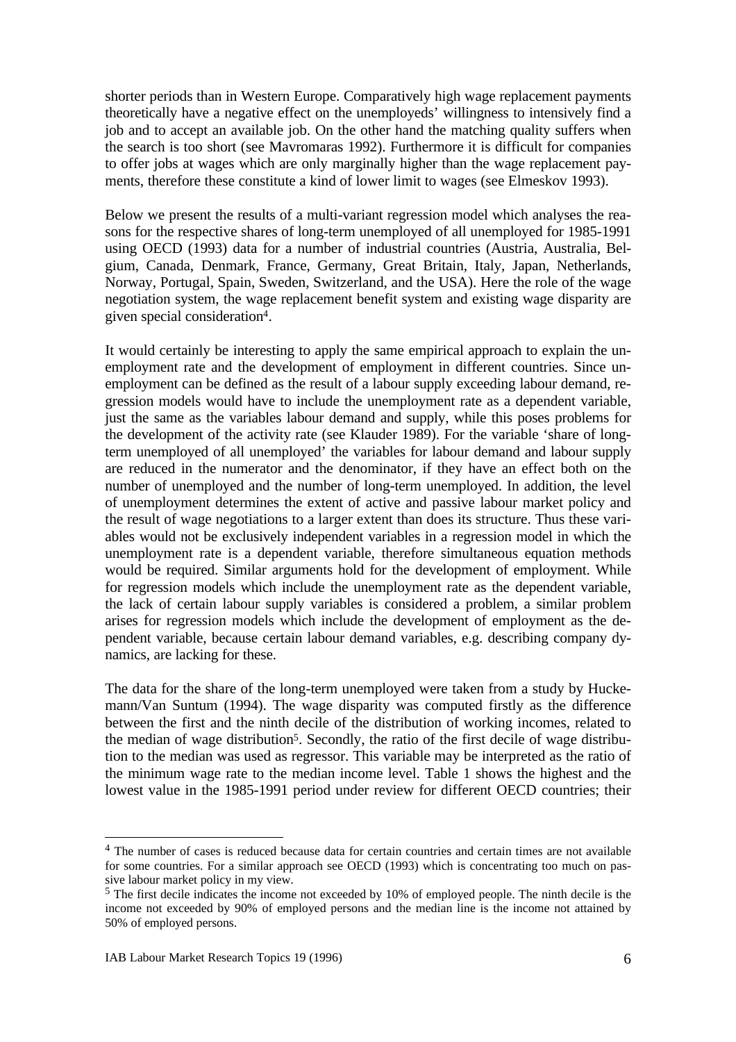shorter periods than in Western Europe. Comparatively high wage replacement payments theoretically have a negative effect on the unemployeds' willingness to intensively find a job and to accept an available job. On the other hand the matching quality suffers when the search is too short (see Mavromaras 1992). Furthermore it is difficult for companies to offer jobs at wages which are only marginally higher than the wage replacement payments, therefore these constitute a kind of lower limit to wages (see Elmeskov 1993).

Below we present the results of a multi-variant regression model which analyses the reasons for the respective shares of long-term unemployed of all unemployed for 1985-1991 using OECD (1993) data for a number of industrial countries (Austria, Australia, Belgium, Canada, Denmark, France, Germany, Great Britain, Italy, Japan, Netherlands, Norway, Portugal, Spain, Sweden, Switzerland, and the USA). Here the role of the wage negotiation system, the wage replacement benefit system and existing wage disparity are given special consideration[4].

It would certainly be interesting to apply the same empirical approach to explain the unemployment rate and the development of employment in different countries. Since unemployment can be defined as the result of a labour supply exceeding labour demand, regression models would have to include the unemployment rate as a dependent variable, just the same as the variables labour demand and supply, while this poses problems for the development of the activity rate (see Klauder 1989). For the variable 'share of long-term unemployed of all unemployed' the variables for labour demand and labour supply are reduced in the numerator and the denominator, if they have an effect both on the number of unemployed and the number of long-term unemployed. In addition, the level of unemployment determines the extent of active and passive labour market policy and the result of wage negotiations to a larger extent than does its structure. Thus these variables would not be exclusively independent variables in a regression model in which the unemployment rate is a dependent variable, therefore simultaneous equation methods would be required. Similar arguments hold for the development of employment. While for regression models which include the unemployment rate as the dependent variable, the lack of certain labour supply variables is considered a problem, a similar problem arises for regression models which include the development of employment as the dependent variable, because certain labour demand variables, e.g. describing company dynamics, are lacking for these.

The data for the share of the long-term unemployed were taken from a study by Huckemann/Van Suntum (1994). The wage disparity was computed firstly as the difference between the first and the ninth decile of the distribution of working incomes, related to the median of wage distribution[5]. Secondly, the ratio of the first decile of wage distribution to the median was used as regressor. This variable may be interpreted as the ratio of the minimum wage rate to the median income level. Table 1 shows the highest and the lowest value in the 1985-1991 period under review for different OECD countries; their

[4] The number of cases is reduced because data for certain countries and certain times are not available for some countries. For a similar approach see OECD (1993) which is concentrating too much on passive labour market policy in my view.

[5] The first decile indicates the income not exceeded by 10% of employed people. The ninth decile is the income not exceeded by 90% of employed persons and the median line is the income not attained by 50% of employed persons.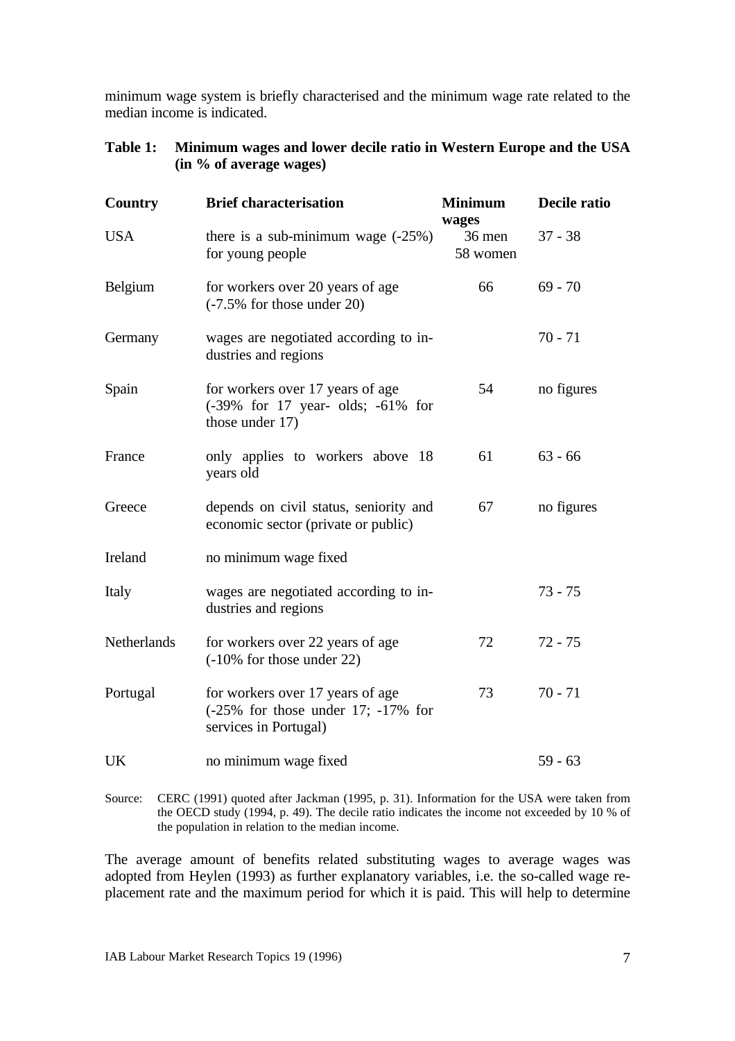minimum wage system is briefly characterised and the minimum wage rate related to the median income is indicated.

**Table 1: Minimum wages and lower decile ratio in Western Europe and the USA (in % of average wages)**

| Country | Brief characterisation | Minimum wages | Decile ratio |
|---|---|---|---|
| USA | there is a sub-minimum wage (-25%) for young people | 36 men 58 women | 37 - 38 |
| Belgium | for workers over 20 years of age (-7.5% for those under 20) | 66 | 69 - 70 |
| Germany | wages are negotiated according to industries and regions | | 70 - 71 |
| Spain | for workers over 17 years of age (-39% for 17 year- olds; -61% for those under 17) | 54 | no figures |
| France | only applies to workers above 18 years old | 61 | 63 - 66 |
| Greece | depends on civil status, seniority and economic sector (private or public) | 67 | no figures |
| Ireland | no minimum wage fixed | | |
| Italy | wages are negotiated according to industries and regions | | 73 - 75 |
| Netherlands | for workers over 22 years of age (-10% for those under 22) | 72 | 72 - 75 |
| Portugal | for workers over 17 years of age (-25% for those under 17; -17% for services in Portugal) | 73 | 70 - 71 |
| UK | no minimum wage fixed | | 59 - 63 |

Source: CERC (1991) quoted after Jackman (1995, p. 31). Information for the USA were taken from the OECD study (1994, p. 49). The decile ratio indicates the income not exceeded by 10 % of the population in relation to the median income.

The average amount of benefits related substituting wages to average wages was adopted from Heylen (1993) as further explanatory variables, i.e. the so-called wage replacement rate and the maximum period for which it is paid. This will help to determine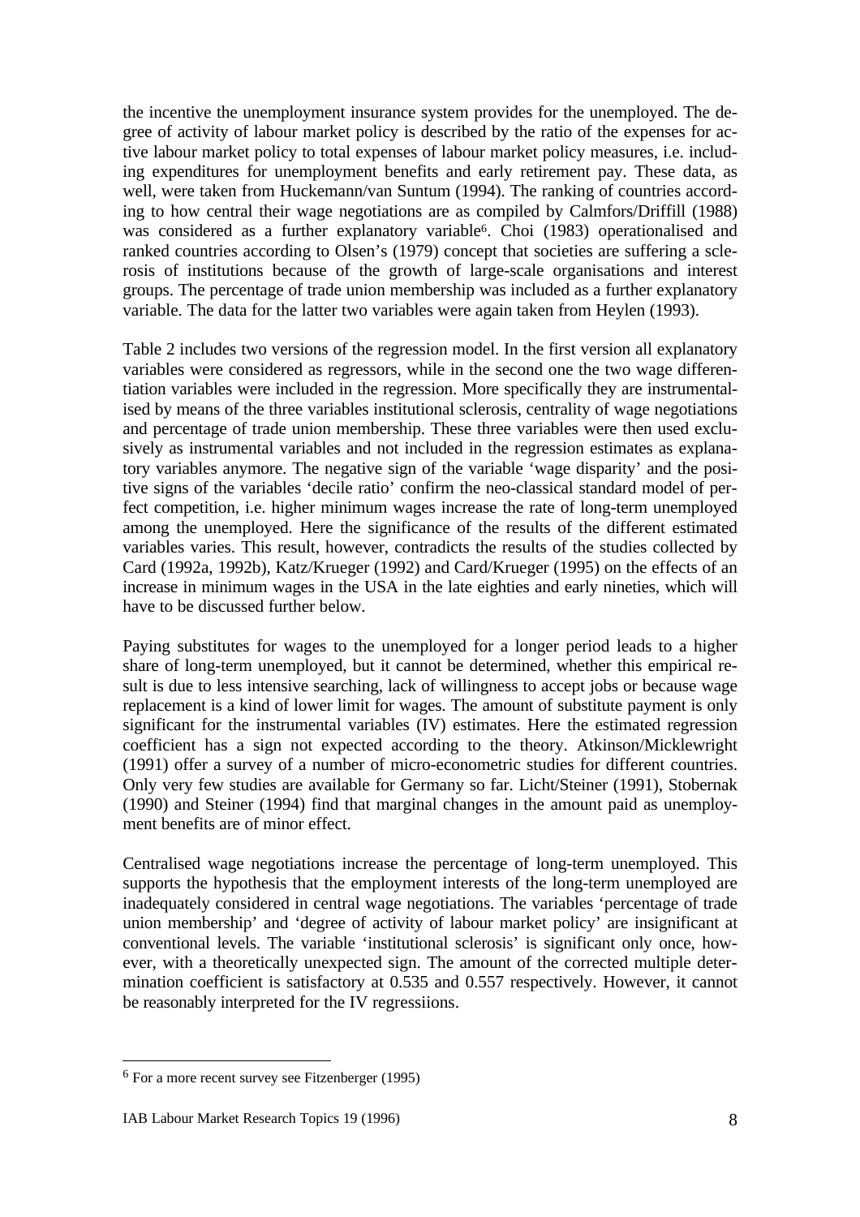the incentive the unemployment insurance system provides for the unemployed. The degree of activity of labour market policy is described by the ratio of the expenses for active labour market policy to total expenses of labour market policy measures, i.e. including expenditures for unemployment benefits and early retirement pay. These data, as well, were taken from Huckemann/van Suntum (1994). The ranking of countries according to how central their wage negotiations are as compiled by Calmfors/Driffill (1988) was considered as a further explanatory variable[6]. Choi (1983) operationalised and ranked countries according to Olsen's (1979) concept that societies are suffering a sclerosis of institutions because of the growth of large-scale organisations and interest groups. The percentage of trade union membership was included as a further explanatory variable. The data for the latter two variables were again taken from Heylen (1993).

Table 2 includes two versions of the regression model. In the first version all explanatory variables were considered as regressors, while in the second one the two wage differentiation variables were included in the regression. More specifically they are instrumentalised by means of the three variables institutional sclerosis, centrality of wage negotiations and percentage of trade union membership. These three variables were then used exclusively as instrumental variables and not included in the regression estimates as explanatory variables anymore. The negative sign of the variable 'wage disparity' and the positive signs of the variables 'decile ratio' confirm the neo-classical standard model of perfect competition, i.e. higher minimum wages increase the rate of long-term unemployed among the unemployed. Here the significance of the results of the different estimated variables varies. This result, however, contradicts the results of the studies collected by Card (1992a, 1992b), Katz/Krueger (1992) and Card/Krueger (1995) on the effects of an increase in minimum wages in the USA in the late eighties and early nineties, which will have to be discussed further below.

Paying substitutes for wages to the unemployed for a longer period leads to a higher share of long-term unemployed, but it cannot be determined, whether this empirical result is due to less intensive searching, lack of willingness to accept jobs or because wage replacement is a kind of lower limit for wages. The amount of substitute payment is only significant for the instrumental variables (IV) estimates. Here the estimated regression coefficient has a sign not expected according to the theory. Atkinson/Micklewright (1991) offer a survey of a number of micro-econometric studies for different countries. Only very few studies are available for Germany so far. Licht/Steiner (1991), Stobernak (1990) and Steiner (1994) find that marginal changes in the amount paid as unemployment benefits are of minor effect.

Centralised wage negotiations increase the percentage of long-term unemployed. This supports the hypothesis that the employment interests of the long-term unemployed are inadequately considered in central wage negotiations. The variables 'percentage of trade union membership' and 'degree of activity of labour market policy' are insignificant at conventional levels. The variable 'institutional sclerosis' is significant only once, however, with a theoretically unexpected sign. The amount of the corrected multiple determination coefficient is satisfactory at 0.535 and 0.557 respectively. However, it cannot be reasonably interpreted for the IV regressiions.

---

[6] For a more recent survey see Fitzenberger (1995)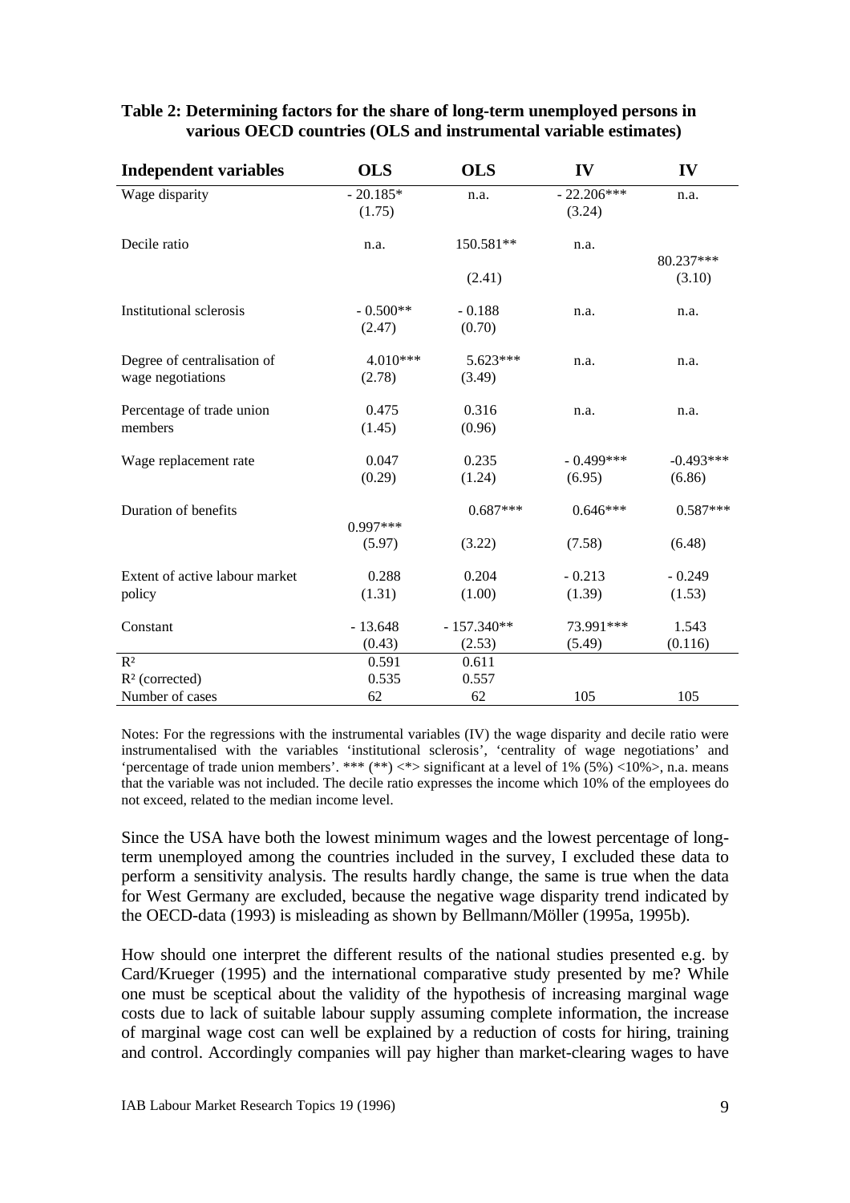**Table 2: Determining factors for the share of long-term unemployed persons in various OECD countries (OLS and instrumental variable estimates)**

| Independent variables | OLS | OLS | IV | IV |
|---|---|---|---|---|
| Wage disparity | - 20.185* (1.75) | n.a. | - 22.206*** (3.24) | n.a. |
| Decile ratio | n.a. | 150.581** (2.41) | n.a. | 80.237*** (3.10) |
| Institutional sclerosis | - 0.500** (2.47) | - 0.188 (0.70) | n.a. | n.a. |
| Degree of centralisation of wage negotiations | 4.010*** (2.78) | 5.623*** (3.49) | n.a. | n.a. |
| Percentage of trade union members | 0.475 (1.45) | 0.316 (0.96) | n.a. | n.a. |
| Wage replacement rate | 0.047 (0.29) | 0.235 (1.24) | - 0.499*** (6.95) | -0.493*** (6.86) |
| Duration of benefits | 0.997*** (5.97) | 0.687*** (3.22) | 0.646*** (7.58) | 0.587*** (6.48) |
| Extent of active labour market policy | 0.288 (1.31) | 0.204 (1.00) | - 0.213 (1.39) | - 0.249 (1.53) |
| Constant | - 13.648 (0.43) | - 157.340** (2.53) | 73.991*** (5.49) | 1.543 (0.116) |
| $R^2$ | 0.591 | 0.611 | | |
| $R^2$ (corrected) | 0.535 | 0.557 | | |
| Number of cases | 62 | 62 | 105 | 105 |

Notes: For the regressions with the instrumental variables (IV) the wage disparity and decile ratio were instrumentalised with the variables 'institutional sclerosis', 'centrality of wage negotiations' and 'percentage of trade union members'. *** (**) <*> significant at a level of 1% (5%) <10%>, n.a. means that the variable was not included. The decile ratio expresses the income which 10% of the employees do not exceed, related to the median income level.

Since the USA have both the lowest minimum wages and the lowest percentage of long-term unemployed among the countries included in the survey, I excluded these data to perform a sensitivity analysis. The results hardly change, the same is true when the data for West Germany are excluded, because the negative wage disparity trend indicated by the OECD-data (1993) is misleading as shown by Bellmann/Möller (1995a, 1995b).

How should one interpret the different results of the national studies presented e.g. by Card/Krueger (1995) and the international comparative study presented by me? While one must be sceptical about the validity of the hypothesis of increasing marginal wage costs due to lack of suitable labour supply assuming complete information, the increase of marginal wage cost can well be explained by a reduction of costs for hiring, training and control. Accordingly companies will pay higher than market-clearing wages to have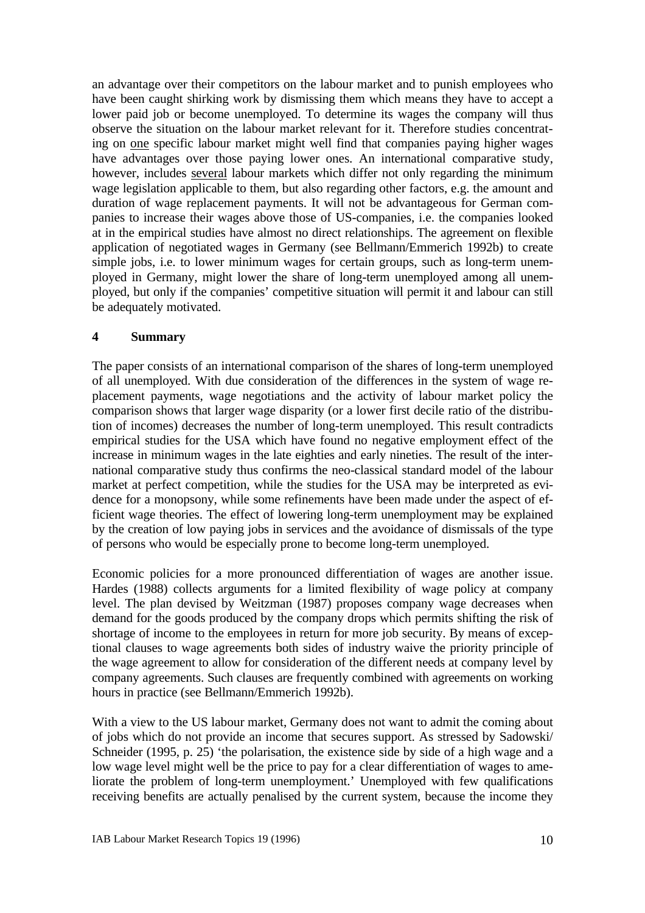an advantage over their competitors on the labour market and to punish employees who have been caught shirking work by dismissing them which means they have to accept a lower paid job or become unemployed. To determine its wages the company will thus observe the situation on the labour market relevant for it. Therefore studies concentrating on <u>one</u> specific labour market might well find that companies paying higher wages have advantages over those paying lower ones. An international comparative study, however, includes <u>several</u> labour markets which differ not only regarding the minimum wage legislation applicable to them, but also regarding other factors, e.g. the amount and duration of wage replacement payments. It will not be advantageous for German companies to increase their wages above those of US-companies, i.e. the companies looked at in the empirical studies have almost no direct relationships. The agreement on flexible application of negotiated wages in Germany (see Bellmann/Emmerich 1992b) to create simple jobs, i.e. to lower minimum wages for certain groups, such as long-term unemployed in Germany, might lower the share of long-term unemployed among all unemployed, but only if the companies' competitive situation will permit it and labour can still be adequately motivated.

## 4 Summary

The paper consists of an international comparison of the shares of long-term unemployed of all unemployed. With due consideration of the differences in the system of wage replacement payments, wage negotiations and the activity of labour market policy the comparison shows that larger wage disparity (or a lower first decile ratio of the distribution of incomes) decreases the number of long-term unemployed. This result contradicts empirical studies for the USA which have found no negative employment effect of the increase in minimum wages in the late eighties and early nineties. The result of the international comparative study thus confirms the neo-classical standard model of the labour market at perfect competition, while the studies for the USA may be interpreted as evidence for a monopsony, while some refinements have been made under the aspect of efficient wage theories. The effect of lowering long-term unemployment may be explained by the creation of low paying jobs in services and the avoidance of dismissals of the type of persons who would be especially prone to become long-term unemployed.

Economic policies for a more pronounced differentiation of wages are another issue. Hardes (1988) collects arguments for a limited flexibility of wage policy at company level. The plan devised by Weitzman (1987) proposes company wage decreases when demand for the goods produced by the company drops which permits shifting the risk of shortage of income to the employees in return for more job security. By means of exceptional clauses to wage agreements both sides of industry waive the priority principle of the wage agreement to allow for consideration of the different needs at company level by company agreements. Such clauses are frequently combined with agreements on working hours in practice (see Bellmann/Emmerich 1992b).

With a view to the US labour market, Germany does not want to admit the coming about of jobs which do not provide an income that secures support. As stressed by Sadowski/Schneider (1995, p. 25) 'the polarisation, the existence side by side of a high wage and a low wage level might well be the price to pay for a clear differentiation of wages to ameliorate the problem of long-term unemployment.' Unemployed with few qualifications receiving benefits are actually penalised by the current system, because the income they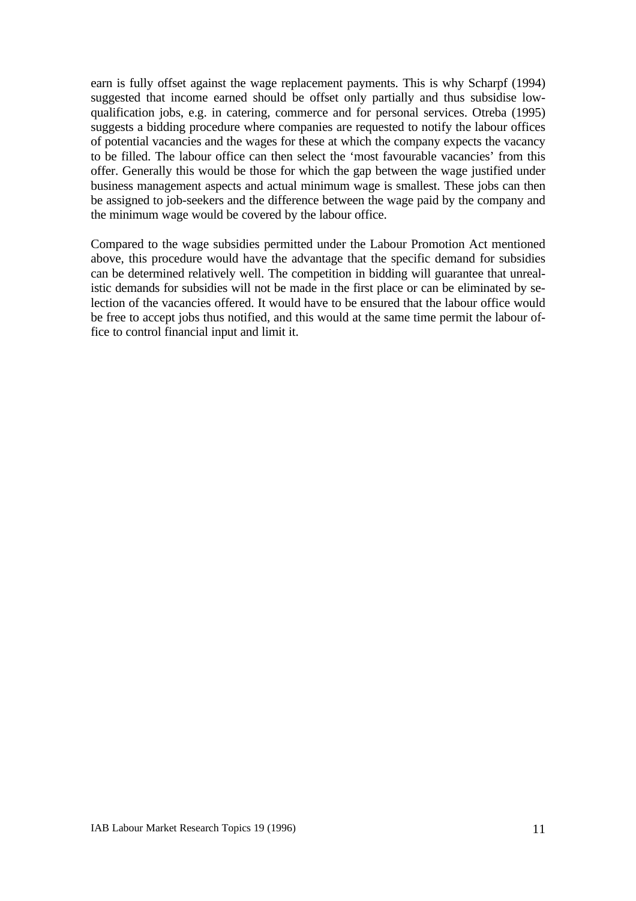earn is fully offset against the wage replacement payments. This is why Scharpf (1994) suggested that income earned should be offset only partially and thus subsidise low-qualification jobs, e.g. in catering, commerce and for personal services. Otreba (1995) suggests a bidding procedure where companies are requested to notify the labour offices of potential vacancies and the wages for these at which the company expects the vacancy to be filled. The labour office can then select the 'most favourable vacancies' from this offer. Generally this would be those for which the gap between the wage justified under business management aspects and actual minimum wage is smallest. These jobs can then be assigned to job-seekers and the difference between the wage paid by the company and the minimum wage would be covered by the labour office.

Compared to the wage subsidies permitted under the Labour Promotion Act mentioned above, this procedure would have the advantage that the specific demand for subsidies can be determined relatively well. The competition in bidding will guarantee that unrealistic demands for subsidies will not be made in the first place or can be eliminated by selection of the vacancies offered. It would have to be ensured that the labour office would be free to accept jobs thus notified, and this would at the same time permit the labour office to control financial input and limit it.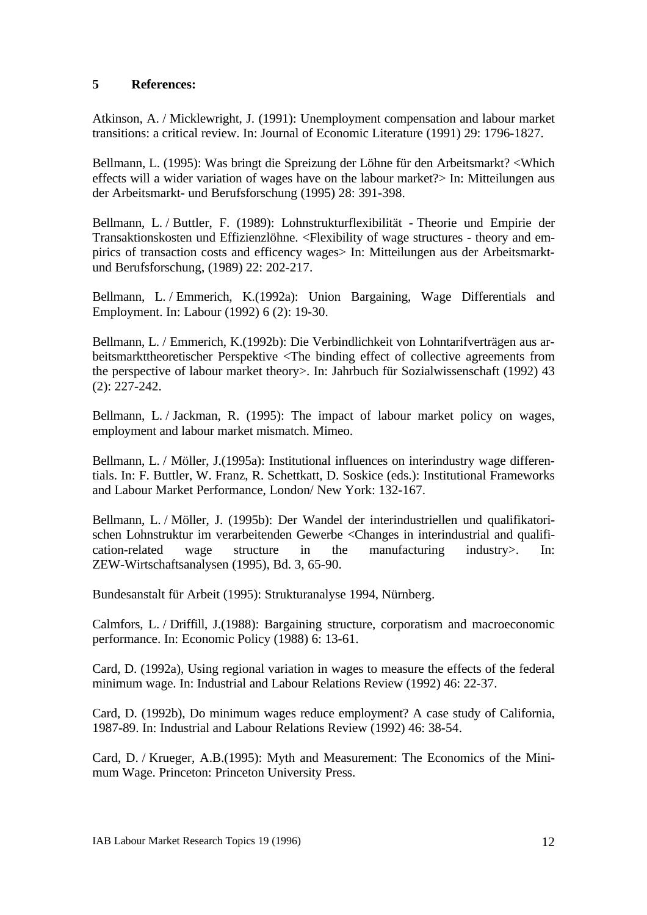## 5 References:

Atkinson, A. / Micklewright, J. (1991): Unemployment compensation and labour market transitions: a critical review. In: Journal of Economic Literature (1991) 29: 1796-1827.

Bellmann, L. (1995): Was bringt die Spreizung der Löhne für den Arbeitsmarkt? <Which effects will a wider variation of wages have on the labour market?> In: Mitteilungen aus der Arbeitsmarkt- und Berufsforschung (1995) 28: 391-398.

Bellmann, L. / Buttler, F. (1989): Lohnstrukturflexibilität - Theorie und Empirie der Transaktionskosten und Effizienzlöhne. <Flexibility of wage structures - theory and empirics of transaction costs and efficency wages> In: Mitteilungen aus der Arbeitsmarkt- und Berufsforschung, (1989) 22: 202-217.

Bellmann, L. / Emmerich, K.(1992a): Union Bargaining, Wage Differentials and Employment. In: Labour (1992) 6 (2): 19-30.

Bellmann, L. / Emmerich, K.(1992b): Die Verbindlichkeit von Lohntarifverträgen aus arbeitsmarkttheoretischer Perspektive <The binding effect of collective agreements from the perspective of labour market theory>. In: Jahrbuch für Sozialwissenschaft (1992) 43 (2): 227-242.

Bellmann, L. / Jackman, R. (1995): The impact of labour market policy on wages, employment and labour market mismatch. Mimeo.

Bellmann, L. / Möller, J.(1995a): Institutional influences on interindustry wage differentials. In: F. Buttler, W. Franz, R. Schettkatt, D. Soskice (eds.): Institutional Frameworks and Labour Market Performance, London/ New York: 132-167.

Bellmann, L. / Möller, J. (1995b): Der Wandel der interindustriellen und qualifikatorischen Lohnstruktur im verarbeitenden Gewerbe <Changes in interindustrial and qualification-related wage structure in the manufacturing industry>. In: ZEW-Wirtschaftsanalysen (1995), Bd. 3, 65-90.

Bundesanstalt für Arbeit (1995): Strukturanalyse 1994, Nürnberg.

Calmfors, L. / Driffill, J.(1988): Bargaining structure, corporatism and macroeconomic performance. In: Economic Policy (1988) 6: 13-61.

Card, D. (1992a), Using regional variation in wages to measure the effects of the federal minimum wage. In: Industrial and Labour Relations Review (1992) 46: 22-37.

Card, D. (1992b), Do minimum wages reduce employment? A case study of California, 1987-89. In: Industrial and Labour Relations Review (1992) 46: 38-54.

Card, D. / Krueger, A.B.(1995): Myth and Measurement: The Economics of the Minimum Wage. Princeton: Princeton University Press.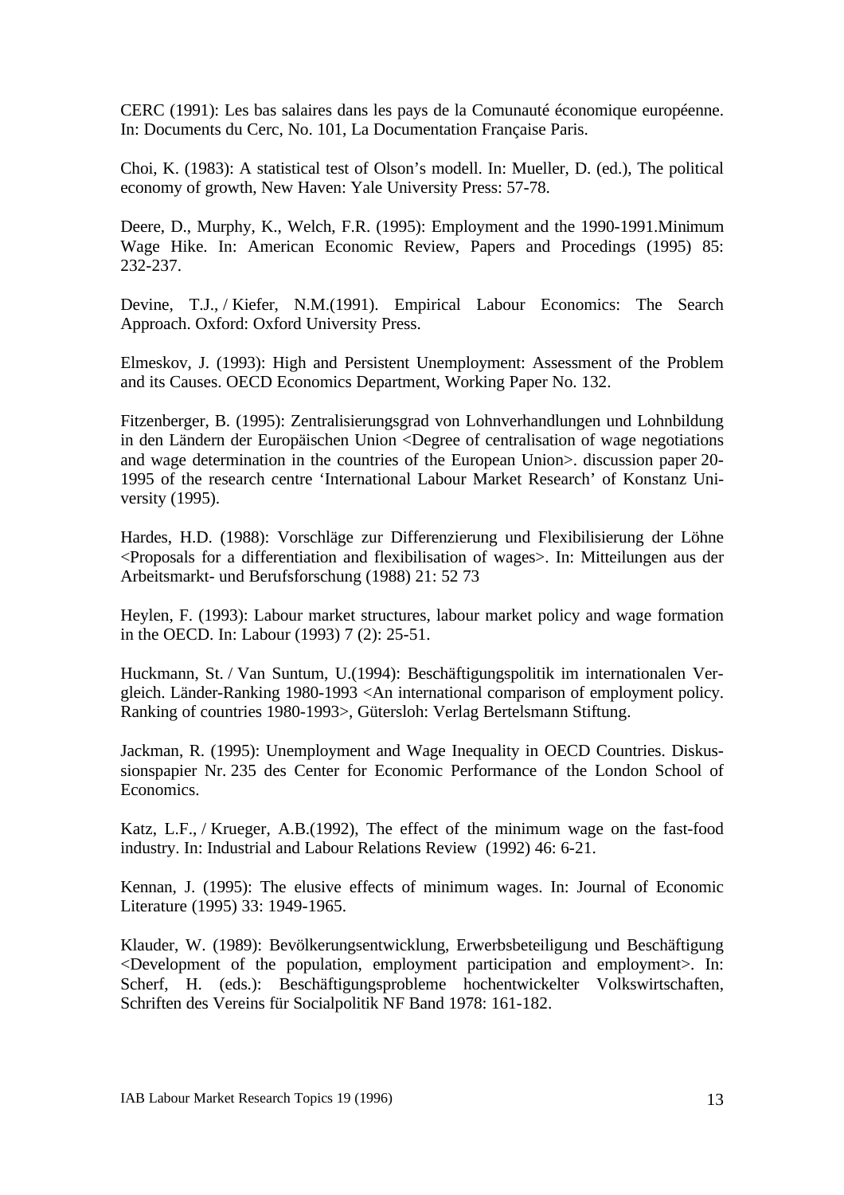CERC (1991): Les bas salaires dans les pays de la Comunauté économique européenne. In: Documents du Cerc, No. 101, La Documentation Française Paris.

Choi, K. (1983): A statistical test of Olson's modell. In: Mueller, D. (ed.), The political economy of growth, New Haven: Yale University Press: 57-78.

Deere, D., Murphy, K., Welch, F.R. (1995): Employment and the 1990-1991.Minimum Wage Hike. In: American Economic Review, Papers and Procedings (1995) 85: 232-237.

Devine, T.J., / Kiefer, N.M.(1991). Empirical Labour Economics: The Search Approach. Oxford: Oxford University Press.

Elmeskov, J. (1993): High and Persistent Unemployment: Assessment of the Problem and its Causes. OECD Economics Department, Working Paper No. 132.

Fitzenberger, B. (1995): Zentralisierungsgrad von Lohnverhandlungen und Lohnbildung in den Ländern der Europäischen Union <Degree of centralisation of wage negotiations and wage determination in the countries of the European Union>. discussion paper 20-1995 of the research centre 'International Labour Market Research' of Konstanz University (1995).

Hardes, H.D. (1988): Vorschläge zur Differenzierung und Flexibilisierung der Löhne <Proposals for a differentiation and flexibilisation of wages>. In: Mitteilungen aus der Arbeitsmarkt- und Berufsforschung (1988) 21: 52 73

Heylen, F. (1993): Labour market structures, labour market policy and wage formation in the OECD. In: Labour (1993) 7 (2): 25-51.

Huckmann, St. / Van Suntum, U.(1994): Beschäftigungspolitik im internationalen Vergleich. Länder-Ranking 1980-1993 <An international comparison of employment policy. Ranking of countries 1980-1993>, Gütersloh: Verlag Bertelsmann Stiftung.

Jackman, R. (1995): Unemployment and Wage Inequality in OECD Countries. Diskussionspapier Nr. 235 des Center for Economic Performance of the London School of Economics.

Katz, L.F., / Krueger, A.B.(1992), The effect of the minimum wage on the fast-food industry. In: Industrial and Labour Relations Review (1992) 46: 6-21.

Kennan, J. (1995): The elusive effects of minimum wages. In: Journal of Economic Literature (1995) 33: 1949-1965.

Klauder, W. (1989): Bevölkerungsentwicklung, Erwerbsbeteiligung und Beschäftigung <Development of the population, employment participation and employment>. In: Scherf, H. (eds.): Beschäftigungsprobleme hochentwickelter Volkswirtschaften, Schriften des Vereins für Socialpolitik NF Band 1978: 161-182.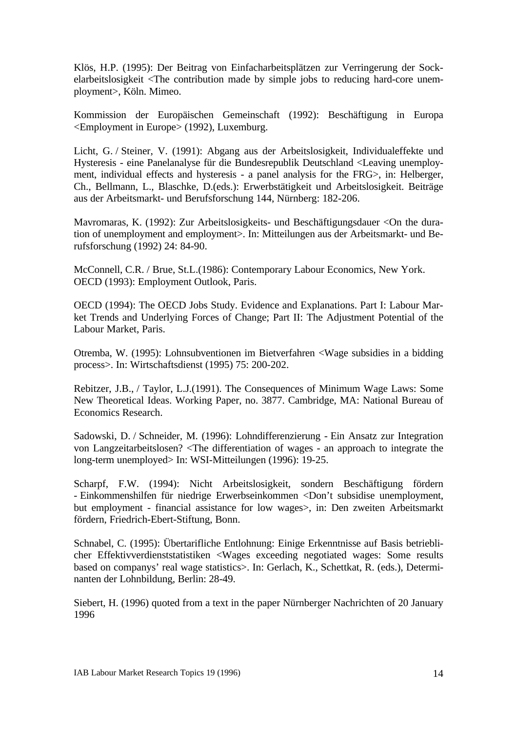Klös, H.P. (1995): Der Beitrag von Einfacharbeitsplätzen zur Verringerung der Sockelarbeitslosigkeit <The contribution made by simple jobs to reducing hard-core unemployment>, Köln. Mimeo.

Kommission der Europäischen Gemeinschaft (1992): Beschäftigung in Europa <Employment in Europe> (1992), Luxemburg.

Licht, G. / Steiner, V. (1991): Abgang aus der Arbeitslosigkeit, Individualeffekte und Hysteresis - eine Panelanalyse für die Bundesrepublik Deutschland <Leaving unemployment, individual effects and hysteresis - a panel analysis for the FRG>, in: Helberger, Ch., Bellmann, L., Blaschke, D.(eds.): Erwerbstätigkeit und Arbeitslosigkeit. Beiträge aus der Arbeitsmarkt- und Berufsforschung 144, Nürnberg: 182-206.

Mavromaras, K. (1992): Zur Arbeitslosigkeits- und Beschäftigungsdauer <On the duration of unemployment and employment>. In: Mitteilungen aus der Arbeitsmarkt- und Berufsforschung (1992) 24: 84-90.

McConnell, C.R. / Brue, St.L.(1986): Contemporary Labour Economics, New York.
OECD (1993): Employment Outlook, Paris.

OECD (1994): The OECD Jobs Study. Evidence and Explanations. Part I: Labour Market Trends and Underlying Forces of Change; Part II: The Adjustment Potential of the Labour Market, Paris.

Otremba, W. (1995): Lohnsubventionen im Bietverfahren <Wage subsidies in a bidding process>. In: Wirtschaftsdienst (1995) 75: 200-202.

Rebitzer, J.B., / Taylor, L.J.(1991). The Consequences of Minimum Wage Laws: Some New Theoretical Ideas. Working Paper, no. 3877. Cambridge, MA: National Bureau of Economics Research.

Sadowski, D. / Schneider, M. (1996): Lohndifferenzierung - Ein Ansatz zur Integration von Langzeitarbeitslosen? <The differentiation of wages - an approach to integrate the long-term unemployed> In: WSI-Mitteilungen (1996): 19-25.

Scharpf, F.W. (1994): Nicht Arbeitslosigkeit, sondern Beschäftigung fördern - Einkommenshilfen für niedrige Erwerbseinkommen <Don't subsidise unemployment, but employment - financial assistance for low wages>, in: Den zweiten Arbeitsmarkt fördern, Friedrich-Ebert-Stiftung, Bonn.

Schnabel, C. (1995): Übertarifliche Entlohnung: Einige Erkenntnisse auf Basis betrieblicher Effektivverdienststatistiken <Wages exceeding negotiated wages: Some results based on companys' real wage statistics>. In: Gerlach, K., Schettkat, R. (eds.), Determinanten der Lohnbildung, Berlin: 28-49.

Siebert, H. (1996) quoted from a text in the paper Nürnberger Nachrichten of 20 January 1996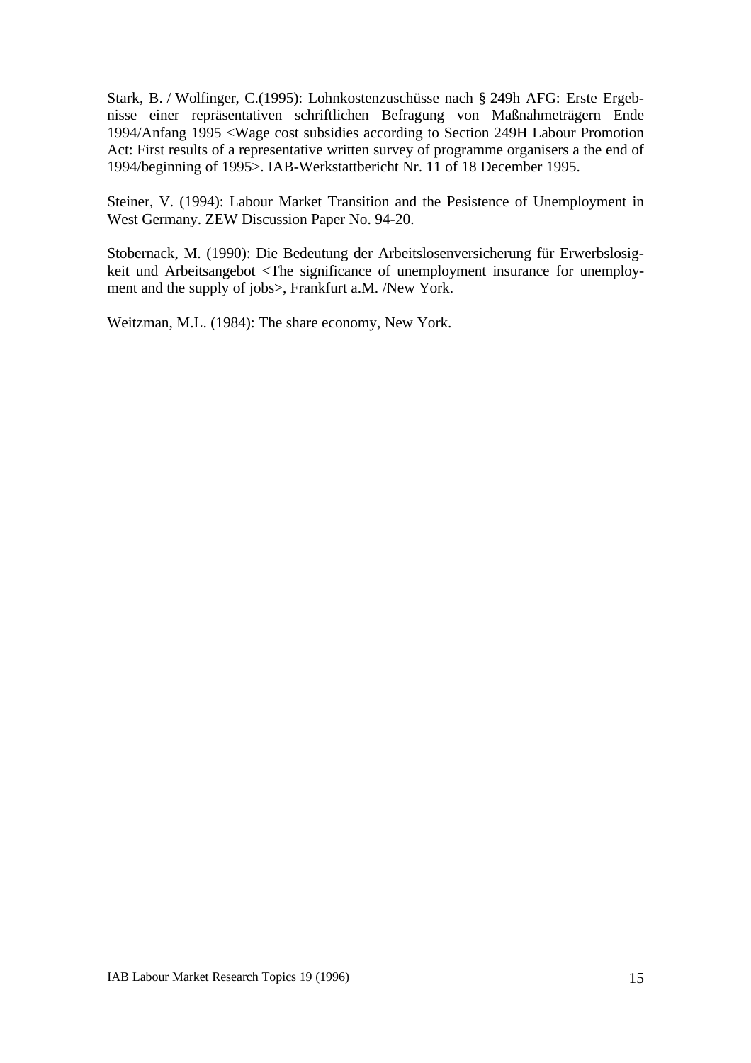Stark, B. / Wolfinger, C.(1995): Lohnkostenzuschüsse nach § 249h AFG: Erste Ergebnisse einer repräsentativen schriftlichen Befragung von Maßnahmeträgern Ende 1994/Anfang 1995 <Wage cost subsidies according to Section 249H Labour Promotion Act: First results of a representative written survey of programme organisers a the end of 1994/beginning of 1995>. IAB-Werkstattbericht Nr. 11 of 18 December 1995.

Steiner, V. (1994): Labour Market Transition and the Pesistence of Unemployment in West Germany. ZEW Discussion Paper No. 94-20.

Stobernack, M. (1990): Die Bedeutung der Arbeitslosenversicherung für Erwerbslosigkeit und Arbeitsangebot <The significance of unemployment insurance for unemployment and the supply of jobs>, Frankfurt a.M. /New York.

Weitzman, M.L. (1984): The share economy, New York.